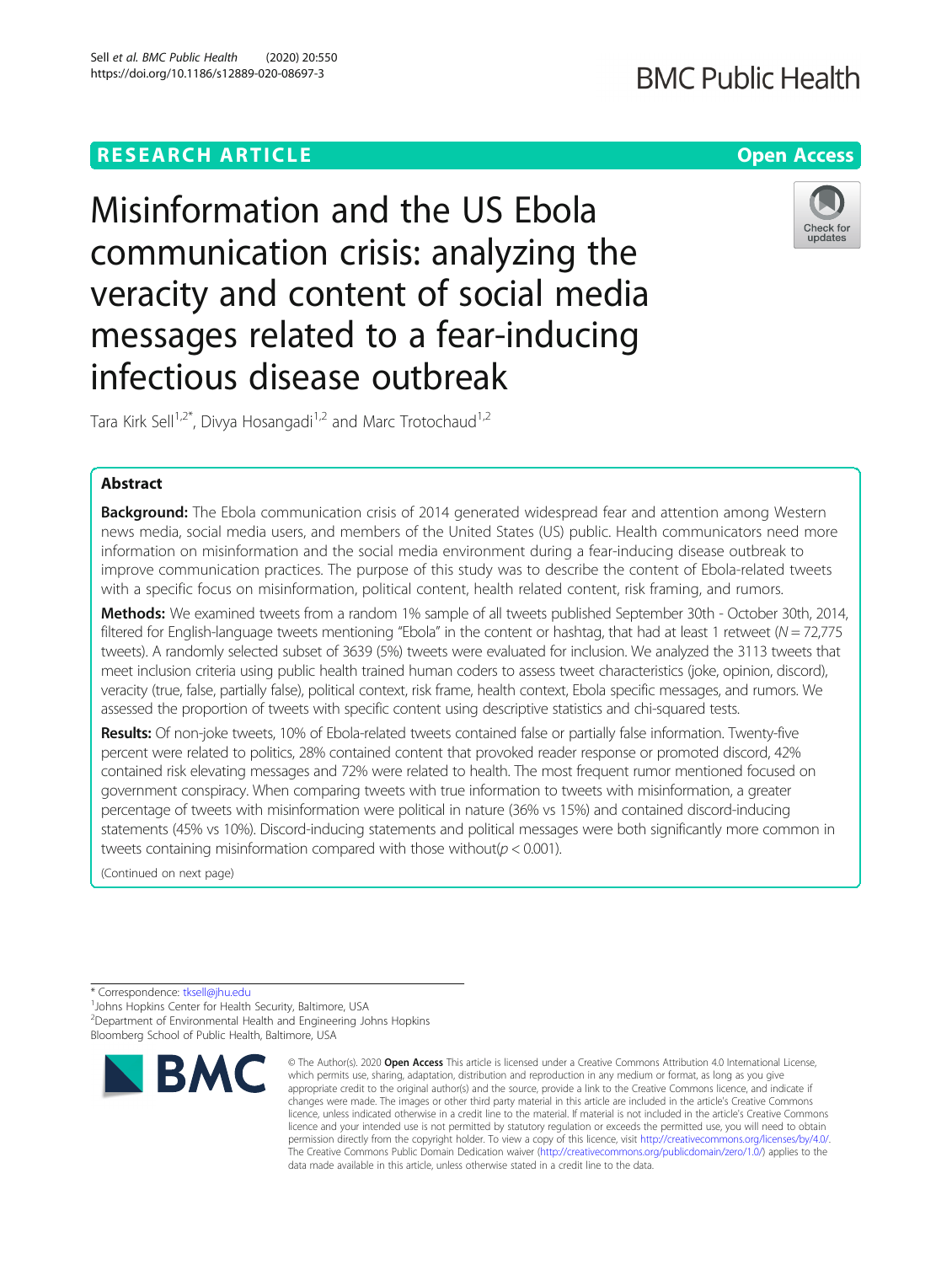RESEARCH ARTICLE

Open Access

# Misinformation and the US Ebola communication crisis: analyzing the veracity and content of social media messages related to a fear-inducing infectious disease outbreak

Tara Kirk Sell[1,2*], Divya Hosangadi[1,2] and Marc Trotochaud[1,2]

## Abstract

**Background:** The Ebola communication crisis of 2014 generated widespread fear and attention among Western news media, social media users, and members of the United States (US) public. Health communicators need more information on misinformation and the social media environment during a fear-inducing disease outbreak to improve communication practices. The purpose of this study was to describe the content of Ebola-related tweets with a specific focus on misinformation, political content, health related content, risk framing, and rumors.

**Methods:** We examined tweets from a random 1% sample of all tweets published September 30th - October 30th, 2014, filtered for English-language tweets mentioning "Ebola" in the content or hashtag, that had at least 1 retweet ($N = 72,775$ tweets). A randomly selected subset of 3639 (5%) tweets were evaluated for inclusion. We analyzed the 3113 tweets that meet inclusion criteria using public health trained human coders to assess tweet characteristics (joke, opinion, discord), veracity (true, false, partially false), political context, risk frame, health context, Ebola specific messages, and rumors. We assessed the proportion of tweets with specific content using descriptive statistics and chi-squared tests.

**Results:** Of non-joke tweets, 10% of Ebola-related tweets contained false or partially false information. Twenty-five percent were related to politics, 28% contained content that provoked reader response or promoted discord, 42% contained risk elevating messages and 72% were related to health. The most frequent rumor mentioned focused on government conspiracy. When comparing tweets with true information to tweets with misinformation, a greater percentage of tweets with misinformation were political in nature (36% vs 15%) and contained discord-inducing statements (45% vs 10%). Discord-inducing statements and political messages were both significantly more common in tweets containing misinformation compared with those without($p < 0.001$).

(Continued on next page)

---

* Correspondence: tksell@jhu.edu
[1]Johns Hopkins Center for Health Security, Baltimore, USA
[2]Department of Environmental Health and Engineering Johns Hopkins Bloomberg School of Public Health, Baltimore, USA

© The Author(s). 2020 **Open Access** This article is licensed under a Creative Commons Attribution 4.0 International License, which permits use, sharing, adaptation, distribution and reproduction in any medium or format, as long as you give appropriate credit to the original author(s) and the source, provide a link to the Creative Commons licence, and indicate if changes were made. The images or other third party material in this article are included in the article's Creative Commons licence, unless indicated otherwise in a credit line to the material. If material is not included in the article's Creative Commons licence and your intended use is not permitted by statutory regulation or exceeds the permitted use, you will need to obtain permission directly from the copyright holder. To view a copy of this licence, visit http://creativecommons.org/licenses/by/4.0/. The Creative Commons Public Domain Dedication waiver (http://creativecommons.org/publicdomain/zero/1.0/) applies to the data made available in this article, unless otherwise stated in a credit line to the data.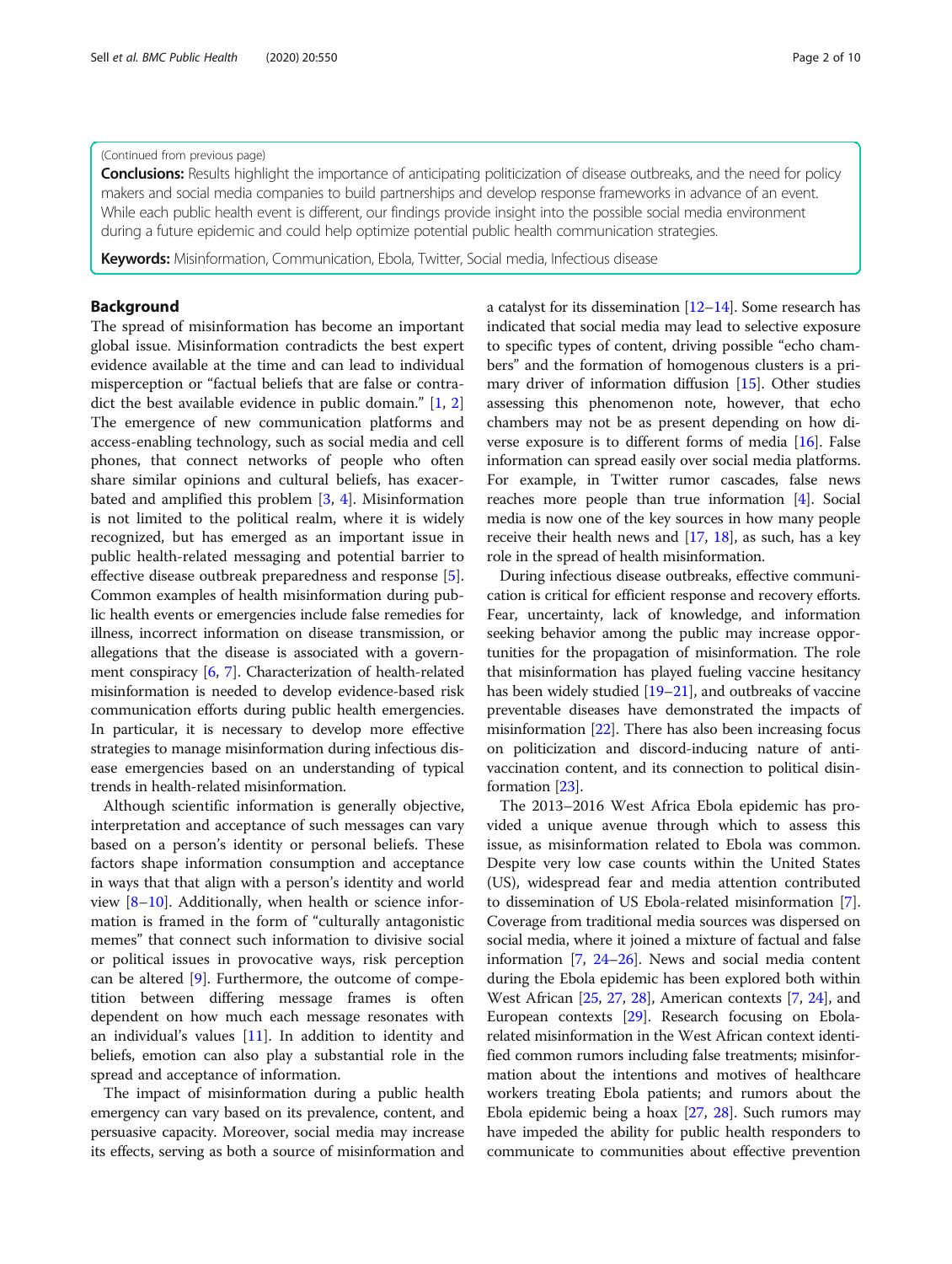(Continued from previous page)

**Conclusions:** Results highlight the importance of anticipating politicization of disease outbreaks, and the need for policy makers and social media companies to build partnerships and develop response frameworks in advance of an event. While each public health event is different, our findings provide insight into the possible social media environment during a future epidemic and could help optimize potential public health communication strategies.

**Keywords:** Misinformation, Communication, Ebola, Twitter, Social media, Infectious disease

## Background

The spread of misinformation has become an important global issue. Misinformation contradicts the best expert evidence available at the time and can lead to individual misperception or "factual beliefs that are false or contradict the best available evidence in public domain." [1, 2] The emergence of new communication platforms and access-enabling technology, such as social media and cell phones, that connect networks of people who often share similar opinions and cultural beliefs, has exacerbated and amplified this problem [3, 4]. Misinformation is not limited to the political realm, where it is widely recognized, but has emerged as an important issue in public health-related messaging and potential barrier to effective disease outbreak preparedness and response [5]. Common examples of health misinformation during public health events or emergencies include false remedies for illness, incorrect information on disease transmission, or allegations that the disease is associated with a government conspiracy [6, 7]. Characterization of health-related misinformation is needed to develop evidence-based risk communication efforts during public health emergencies. In particular, it is necessary to develop more effective strategies to manage misinformation during infectious disease emergencies based on an understanding of typical trends in health-related misinformation.

Although scientific information is generally objective, interpretation and acceptance of such messages can vary based on a person's identity or personal beliefs. These factors shape information consumption and acceptance in ways that that align with a person's identity and world view [8–10]. Additionally, when health or science information is framed in the form of "culturally antagonistic memes" that connect such information to divisive social or political issues in provocative ways, risk perception can be altered [9]. Furthermore, the outcome of competition between differing message frames is often dependent on how much each message resonates with an individual's values [11]. In addition to identity and beliefs, emotion can also play a substantial role in the spread and acceptance of information.

The impact of misinformation during a public health emergency can vary based on its prevalence, content, and persuasive capacity. Moreover, social media may increase its effects, serving as both a source of misinformation and a catalyst for its dissemination [12–14]. Some research has indicated that social media may lead to selective exposure to specific types of content, driving possible "echo chambers" and the formation of homogenous clusters is a primary driver of information diffusion [15]. Other studies assessing this phenomenon note, however, that echo chambers may not be as present depending on how diverse exposure is to different forms of media [16]. False information can spread easily over social media platforms. For example, in Twitter rumor cascades, false news reaches more people than true information [4]. Social media is now one of the key sources in how many people receive their health news and [17, 18], as such, has a key role in the spread of health misinformation.

During infectious disease outbreaks, effective communication is critical for efficient response and recovery efforts. Fear, uncertainty, lack of knowledge, and information seeking behavior among the public may increase opportunities for the propagation of misinformation. The role that misinformation has played fueling vaccine hesitancy has been widely studied [19–21], and outbreaks of vaccine preventable diseases have demonstrated the impacts of misinformation [22]. There has also been increasing focus on politicization and discord-inducing nature of anti-vaccination content, and its connection to political disinformation [23].

The 2013–2016 West Africa Ebola epidemic has provided a unique avenue through which to assess this issue, as misinformation related to Ebola was common. Despite very low case counts within the United States (US), widespread fear and media attention contributed to dissemination of US Ebola-related misinformation [7]. Coverage from traditional media sources was dispersed on social media, where it joined a mixture of factual and false information [7, 24–26]. News and social media content during the Ebola epidemic has been explored both within West African [25, 27, 28], American contexts [7, 24], and European contexts [29]. Research focusing on Ebola-related misinformation in the West African context identified common rumors including false treatments; misinformation about the intentions and motives of healthcare workers treating Ebola patients; and rumors about the Ebola epidemic being a hoax [27, 28]. Such rumors may have impeded the ability for public health responders to communicate to communities about effective prevention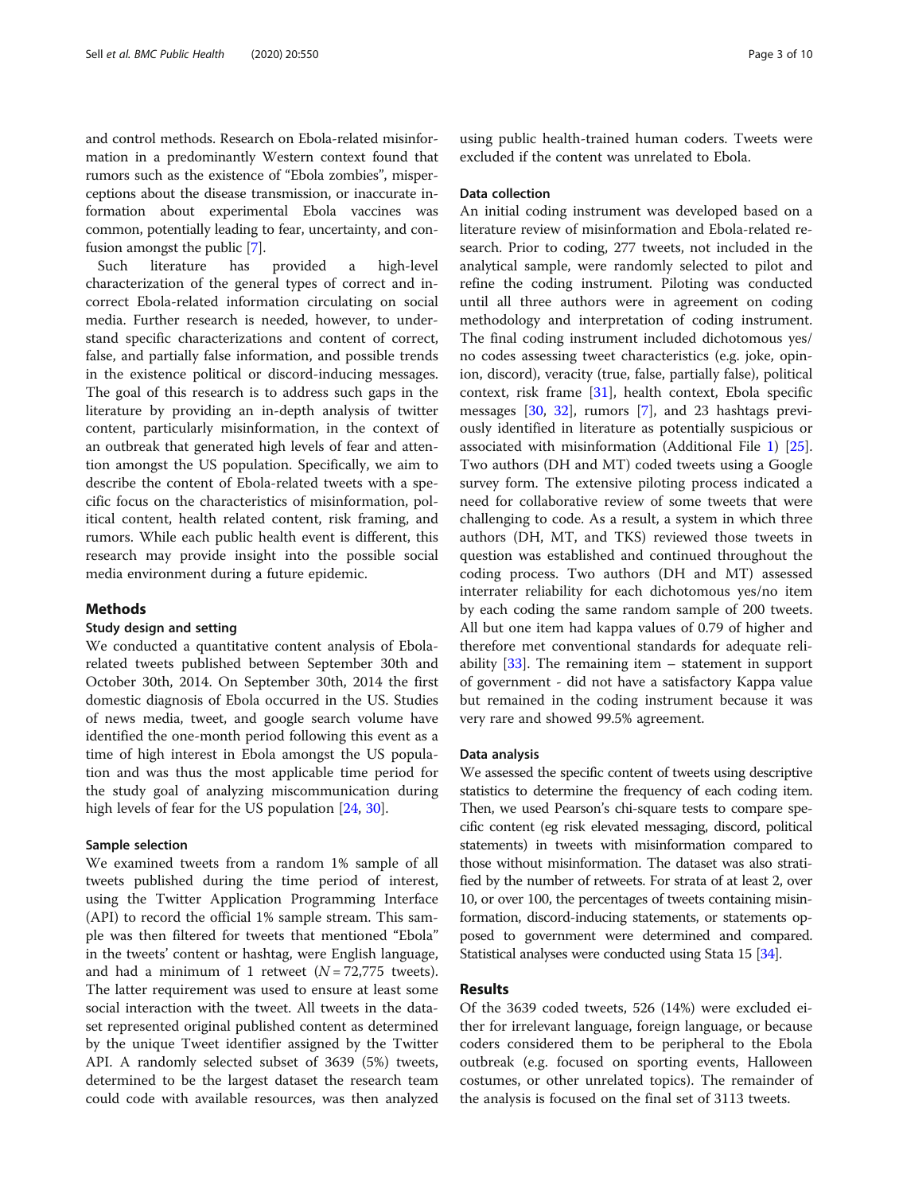and control methods. Research on Ebola-related misinformation in a predominantly Western context found that rumors such as the existence of "Ebola zombies", misperceptions about the disease transmission, or inaccurate information about experimental Ebola vaccines was common, potentially leading to fear, uncertainty, and confusion amongst the public [7].

Such literature has provided a high-level characterization of the general types of correct and incorrect Ebola-related information circulating on social media. Further research is needed, however, to understand specific characterizations and content of correct, false, and partially false information, and possible trends in the existence political or discord-inducing messages. The goal of this research is to address such gaps in the literature by providing an in-depth analysis of twitter content, particularly misinformation, in the context of an outbreak that generated high levels of fear and attention amongst the US population. Specifically, we aim to describe the content of Ebola-related tweets with a specific focus on the characteristics of misinformation, political content, health related content, risk framing, and rumors. While each public health event is different, this research may provide insight into the possible social media environment during a future epidemic.

## Methods

### Study design and setting

We conducted a quantitative content analysis of Ebola-related tweets published between September 30th and October 30th, 2014. On September 30th, 2014 the first domestic diagnosis of Ebola occurred in the US. Studies of news media, tweet, and google search volume have identified the one-month period following this event as a time of high interest in Ebola amongst the US population and was thus the most applicable time period for the study goal of analyzing miscommunication during high levels of fear for the US population [24, 30].

### Sample selection

We examined tweets from a random 1% sample of all tweets published during the time period of interest, using the Twitter Application Programming Interface (API) to record the official 1% sample stream. This sample was then filtered for tweets that mentioned "Ebola" in the tweets' content or hashtag, were English language, and had a minimum of 1 retweet ($N = 72,775$ tweets). The latter requirement was used to ensure at least some social interaction with the tweet. All tweets in the dataset represented original published content as determined by the unique Tweet identifier assigned by the Twitter API. A randomly selected subset of 3639 (5%) tweets, determined to be the largest dataset the research team could code with available resources, was then analyzed using public health-trained human coders. Tweets were excluded if the content was unrelated to Ebola.

### Data collection

An initial coding instrument was developed based on a literature review of misinformation and Ebola-related research. Prior to coding, 277 tweets, not included in the analytical sample, were randomly selected to pilot and refine the coding instrument. Piloting was conducted until all three authors were in agreement on coding methodology and interpretation of coding instrument. The final coding instrument included dichotomous yes/no codes assessing tweet characteristics (e.g. joke, opinion, discord), veracity (true, false, partially false), political context, risk frame [31], health context, Ebola specific messages [30, 32], rumors [7], and 23 hashtags previously identified in literature as potentially suspicious or associated with misinformation (Additional File 1) [25]. Two authors (DH and MT) coded tweets using a Google survey form. The extensive piloting process indicated a need for collaborative review of some tweets that were challenging to code. As a result, a system in which three authors (DH, MT, and TKS) reviewed those tweets in question was established and continued throughout the coding process. Two authors (DH and MT) assessed interrater reliability for each dichotomous yes/no item by each coding the same random sample of 200 tweets. All but one item had kappa values of 0.79 of higher and therefore met conventional standards for adequate reliability [33]. The remaining item – statement in support of government - did not have a satisfactory Kappa value but remained in the coding instrument because it was very rare and showed 99.5% agreement.

### Data analysis

We assessed the specific content of tweets using descriptive statistics to determine the frequency of each coding item. Then, we used Pearson's chi-square tests to compare specific content (eg risk elevated messaging, discord, political statements) in tweets with misinformation compared to those without misinformation. The dataset was also stratified by the number of retweets. For strata of at least 2, over 10, or over 100, the percentages of tweets containing misinformation, discord-inducing statements, or statements opposed to government were determined and compared. Statistical analyses were conducted using Stata 15 [34].

## Results

Of the 3639 coded tweets, 526 (14%) were excluded either for irrelevant language, foreign language, or because coders considered them to be peripheral to the Ebola outbreak (e.g. focused on sporting events, Halloween costumes, or other unrelated topics). The remainder of the analysis is focused on the final set of 3113 tweets.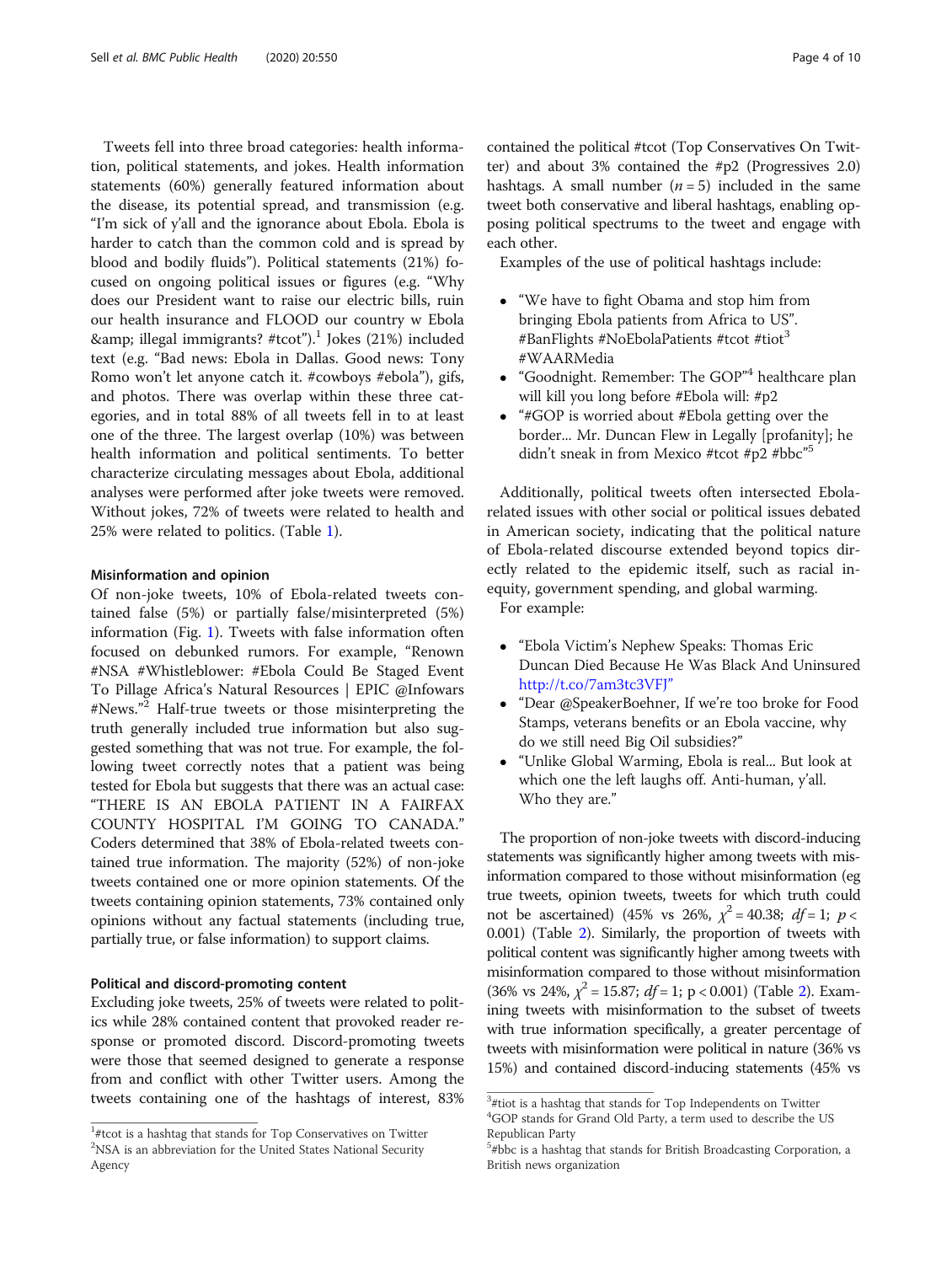Tweets fell into three broad categories: health information, political statements, and jokes. Health information statements (60%) generally featured information about the disease, its potential spread, and transmission (e.g. "I'm sick of y'all and the ignorance about Ebola. Ebola is harder to catch than the common cold and is spread by blood and bodily fluids"). Political statements (21%) focused on ongoing political issues or figures (e.g. "Why does our President want to raise our electric bills, ruin our health insurance and FLOOD our country w Ebola &amp; illegal immigrants? #tcot").[1] Jokes (21%) included text (e.g. "Bad news: Ebola in Dallas. Good news: Tony Romo won't let anyone catch it. #cowboys #ebola"), gifs, and photos. There was overlap within these three categories, and in total 88% of all tweets fell in to at least one of the three. The largest overlap (10%) was between health information and political sentiments. To better characterize circulating messages about Ebola, additional analyses were performed after joke tweets were removed. Without jokes, 72% of tweets were related to health and 25% were related to politics. (Table 1).

### Misinformation and opinion

Of non-joke tweets, 10% of Ebola-related tweets contained false (5%) or partially false/misinterpreted (5%) information (Fig. 1). Tweets with false information often focused on debunked rumors. For example, "Renown #NSA #Whistleblower: #Ebola Could Be Staged Event To Pillage Africa's Natural Resources | EPIC @Infowars #News."[2] Half-true tweets or those misinterpreting the truth generally included true information but also suggested something that was not true. For example, the following tweet correctly notes that a patient was being tested for Ebola but suggests that there was an actual case: "THERE IS AN EBOLA PATIENT IN A FAIRFAX COUNTY HOSPITAL I'M GOING TO CANADA." Coders determined that 38% of Ebola-related tweets contained true information. The majority (52%) of non-joke tweets contained one or more opinion statements. Of the tweets containing opinion statements, 73% contained only opinions without any factual statements (including true, partially true, or false information) to support claims.

### Political and discord-promoting content

Excluding joke tweets, 25% of tweets were related to politics while 28% contained content that provoked reader response or promoted discord. Discord-promoting tweets were those that seemed designed to generate a response from and conflict with other Twitter users. Among the tweets containing one of the hashtags of interest, 83% contained the political #tcot (Top Conservatives On Twitter) and about 3% contained the #p2 (Progressives 2.0) hashtags. A small number ($n = 5$) included in the same tweet both conservative and liberal hashtags, enabling opposing political spectrums to the tweet and engage with each other.

Examples of the use of political hashtags include:

- "We have to fight Obama and stop him from bringing Ebola patients from Africa to US". #BanFlights #NoEbolaPatients #tcot #tiot[3] #WAARMedia
- "Goodnight. Remember: The GOP"[4] healthcare plan will kill you long before #Ebola will: #p2
- "#GOP is worried about #Ebola getting over the border... Mr. Duncan Flew in Legally [profanity]; he didn't sneak in from Mexico #tcot #p2 #bbc"[5]

Additionally, political tweets often intersected Ebola-related issues with other social or political issues debated in American society, indicating that the political nature of Ebola-related discourse extended beyond topics directly related to the epidemic itself, such as racial inequity, government spending, and global warming.

For example:

- "Ebola Victim's Nephew Speaks: Thomas Eric Duncan Died Because He Was Black And Uninsured http://t.co/7am3tc3VFJ"
- "Dear @SpeakerBoehner, If we're too broke for Food Stamps, veterans benefits or an Ebola vaccine, why do we still need Big Oil subsidies?"
- "Unlike Global Warming, Ebola is real... But look at which one the left laughs off. Anti-human, y'all. Who they are."

The proportion of non-joke tweets with discord-inducing statements was significantly higher among tweets with misinformation compared to those without misinformation (eg true tweets, opinion tweets, tweets for which truth could not be ascertained) (45% vs 26%, $\chi^2 = 40.38$; $df = 1$; $p < 0.001$) (Table 2). Similarly, the proportion of tweets with political content was significantly higher among tweets with misinformation compared to those without misinformation (36% vs 24%, $\chi^2 = 15.87$; $df = 1$; $p < 0.001$) (Table 2). Examining tweets with misinformation to the subset of tweets with true information specifically, a greater percentage of tweets with misinformation were political in nature (36% vs 15%) and contained discord-inducing statements (45% vs

[1] #tcot is a hashtag that stands for Top Conservatives on Twitter
[2] NSA is an abbreviation for the United States National Security Agency
[3] #tiot is a hashtag that stands for Top Independents on Twitter
[4] GOP stands for Grand Old Party, a term used to describe the US Republican Party
[5] #bbc is a hashtag that stands for British Broadcasting Corporation, a British news organization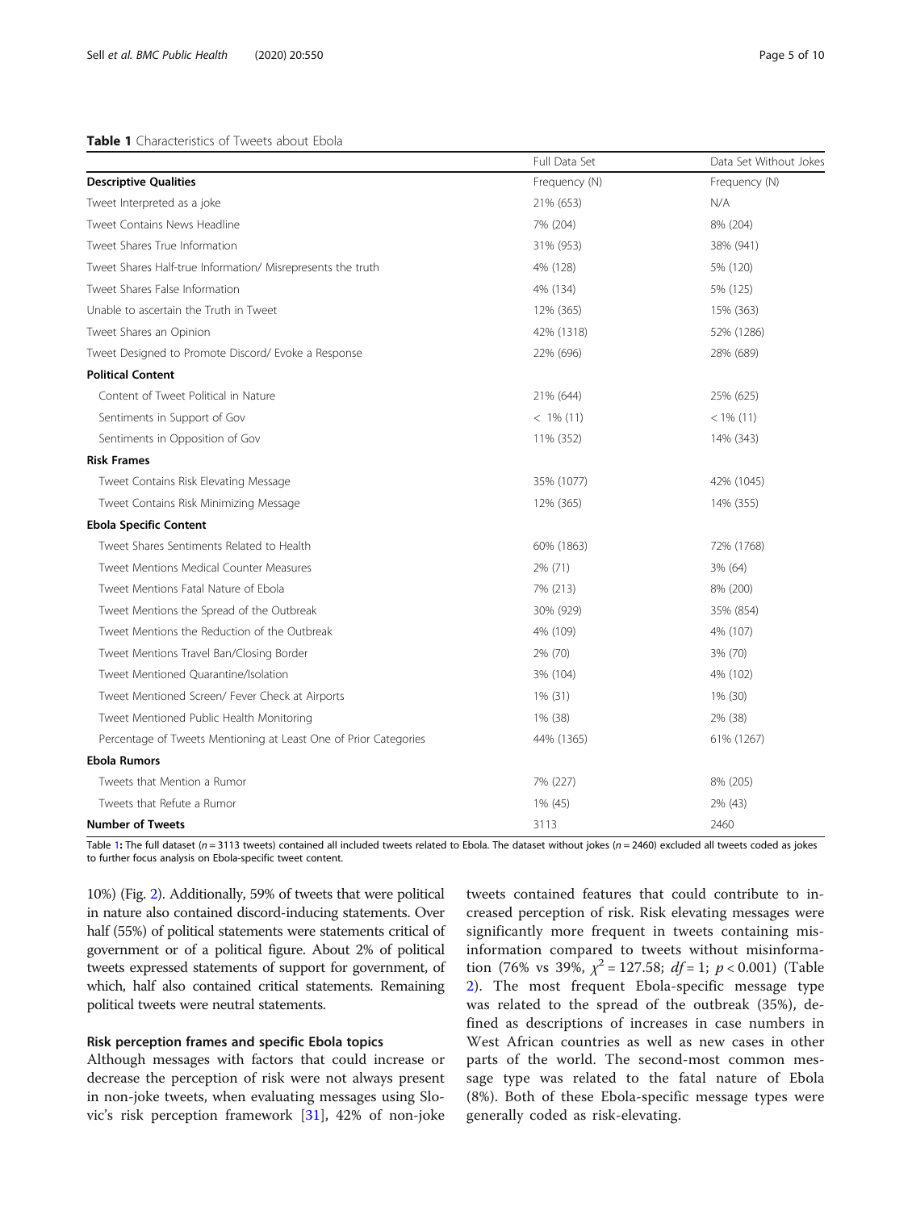**Table 1** Characteristics of Tweets about Ebola

| | Full Data Set | Data Set Without Jokes |
|---|---|---|
| **Descriptive Qualities** | Frequency (N) | Frequency (N) |
| Tweet Interpreted as a joke | 21% (653) | N/A |
| Tweet Contains News Headline | 7% (204) | 8% (204) |
| Tweet Shares True Information | 31% (953) | 38% (941) |
| Tweet Shares Half-true Information/ Misrepresents the truth | 4% (128) | 5% (120) |
| Tweet Shares False Information | 4% (134) | 5% (125) |
| Unable to ascertain the Truth in Tweet | 12% (365) | 15% (363) |
| Tweet Shares an Opinion | 42% (1318) | 52% (1286) |
| Tweet Designed to Promote Discord/ Evoke a Response | 22% (696) | 28% (689) |
| **Political Content** | | |
| Content of Tweet Political in Nature | 21% (644) | 25% (625) |
| Sentiments in Support of Gov | < 1% (11) | < 1% (11) |
| Sentiments in Opposition of Gov | 11% (352) | 14% (343) |
| **Risk Frames** | | |
| Tweet Contains Risk Elevating Message | 35% (1077) | 42% (1045) |
| Tweet Contains Risk Minimizing Message | 12% (365) | 14% (355) |
| **Ebola Specific Content** | | |
| Tweet Shares Sentiments Related to Health | 60% (1863) | 72% (1768) |
| Tweet Mentions Medical Counter Measures | 2% (71) | 3% (64) |
| Tweet Mentions Fatal Nature of Ebola | 7% (213) | 8% (200) |
| Tweet Mentions the Spread of the Outbreak | 30% (929) | 35% (854) |
| Tweet Mentions the Reduction of the Outbreak | 4% (109) | 4% (107) |
| Tweet Mentions Travel Ban/Closing Border | 2% (70) | 3% (70) |
| Tweet Mentioned Quarantine/Isolation | 3% (104) | 4% (102) |
| Tweet Mentioned Screen/ Fever Check at Airports | 1% (31) | 1% (30) |
| Tweet Mentioned Public Health Monitoring | 1% (38) | 2% (38) |
| Percentage of Tweets Mentioning at Least One of Prior Categories | 44% (1365) | 61% (1267) |
| **Ebola Rumors** | | |
| Tweets that Mention a Rumor | 7% (227) | 8% (205) |
| Tweets that Refute a Rumor | 1% (45) | 2% (43) |
| **Number of Tweets** | 3113 | 2460 |

Table 1: The full dataset ($n = 3113$ tweets) contained all included tweets related to Ebola. The dataset without jokes ($n = 2460$) excluded all tweets coded as jokes to further focus analysis on Ebola-specific tweet content.

10%) (Fig. 2). Additionally, 59% of tweets that were political in nature also contained discord-inducing statements. Over half (55%) of political statements were statements critical of government or of a political figure. About 2% of political tweets expressed statements of support for government, of which, half also contained critical statements. Remaining political tweets were neutral statements.

### Risk perception frames and specific Ebola topics

Although messages with factors that could increase or decrease the perception of risk were not always present in non-joke tweets, when evaluating messages using Slovic's risk perception framework [31], 42% of non-joke tweets contained features that could contribute to increased perception of risk. Risk elevating messages were significantly more frequent in tweets containing misinformation compared to tweets without misinformation (76% vs 39%, $\chi^2 = 127.58$; $df = 1$; $p < 0.001$) (Table 2). The most frequent Ebola-specific message type was related to the spread of the outbreak (35%), defined as descriptions of increases in case numbers in West African countries as well as new cases in other parts of the world. The second-most common message type was related to the fatal nature of Ebola (8%). Both of these Ebola-specific message types were generally coded as risk-elevating.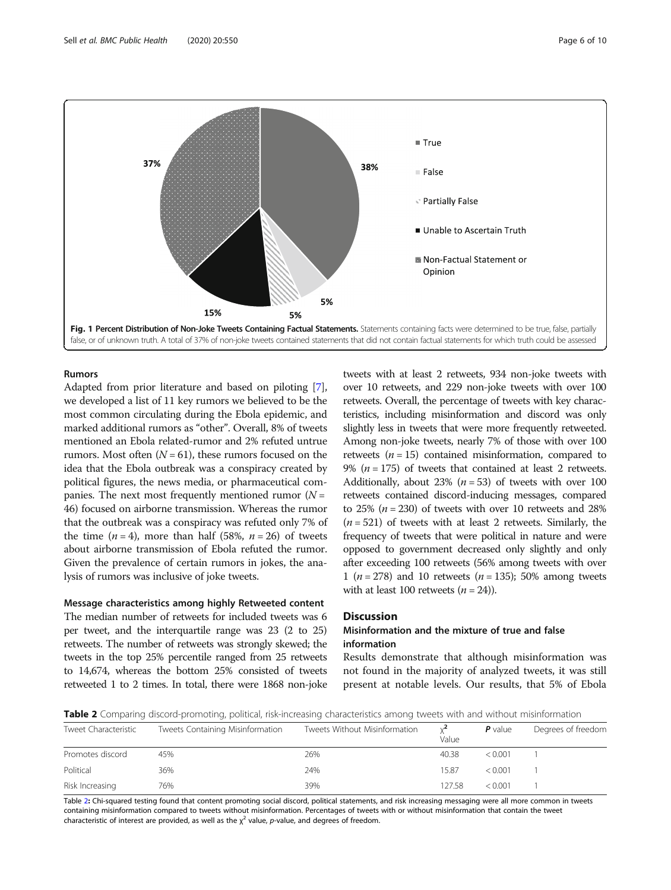Fig. 1 **Percent Distribution of Non-Joke Tweets Containing Factual Statements.** Statements containing facts were determined to be true, false, partially false, or of unknown truth. A total of 37% of non-joke tweets contained statements that did not contain factual statements for which truth could be assessed

### Rumors

Adapted from prior literature and based on piloting [7], we developed a list of 11 key rumors we believed to be the most common circulating during the Ebola epidemic, and marked additional rumors as "other". Overall, 8% of tweets mentioned an Ebola related-rumor and 2% refuted untrue rumors. Most often ($N = 61$), these rumors focused on the idea that the Ebola outbreak was a conspiracy created by political figures, the news media, or pharmaceutical companies. The next most frequently mentioned rumor ($N = 46$) focused on airborne transmission. Whereas the rumor that the outbreak was a conspiracy was refuted only 7% of the time ($n = 4$), more than half (58%, $n = 26$) of tweets about airborne transmission of Ebola refuted the rumor. Given the prevalence of certain rumors in jokes, the analysis of rumors was inclusive of joke tweets.

### Message characteristics among highly Retweeted content

The median number of retweets for included tweets was 6 per tweet, and the interquartile range was 23 (2 to 25) retweets. The number of retweets was strongly skewed; the tweets in the top 25% percentile ranged from 25 retweets to 14,674, whereas the bottom 25% consisted of tweets retweeted 1 to 2 times. In total, there were 1868 non-joke tweets with at least 2 retweets, 934 non-joke tweets with over 10 retweets, and 229 non-joke tweets with over 100 retweets. Overall, the percentage of tweets with key characteristics, including misinformation and discord was only slightly less in tweets that were more frequently retweeted. Among non-joke tweets, nearly 7% of those with over 100 retweets ($n = 15$) contained misinformation, compared to 9% ($n = 175$) of tweets that contained at least 2 retweets. Additionally, about 23% ($n = 53$) of tweets with over 100 retweets contained discord-inducing messages, compared to 25% ($n = 230$) of tweets with over 10 retweets and 28% ($n = 521$) of tweets with at least 2 retweets. Similarly, the frequency of tweets that were political in nature and were opposed to government decreased only slightly and only after exceeding 100 retweets (56% among tweets with over 1 ($n = 278$) and 10 retweets ($n = 135$); 50% among tweets with at least 100 retweets ($n = 24$)).

## Discussion

### Misinformation and the mixture of true and false information

Results demonstrate that although misinformation was not found in the majority of analyzed tweets, it was still present at notable levels. Our results, that 5% of Ebola

**Table 2** Comparing discord-promoting, political, risk-increasing characteristics among tweets with and without misinformation

| Tweet Characteristic | Tweets Containing Misinformation | Tweets Without Misinformation | $\chi^2$ Value | *P* value | Degrees of freedom |
| --- | --- | --- | --- | --- | --- |
| Promotes discord | 45% | 26% | 40.38 | < 0.001 | 1 |
| Political | 36% | 24% | 15.87 | < 0.001 | 1 |
| Risk Increasing | 76% | 39% | 127.58 | < 0.001 | 1 |

Table 2: Chi-squared testing found that content promoting social discord, political statements, and risk increasing messaging were all more common in tweets containing misinformation compared to tweets without misinformation. Percentages of tweets with or without misinformation that contain the tweet characteristic of interest are provided, as well as the $\chi^2$ value, *p*-value, and degrees of freedom.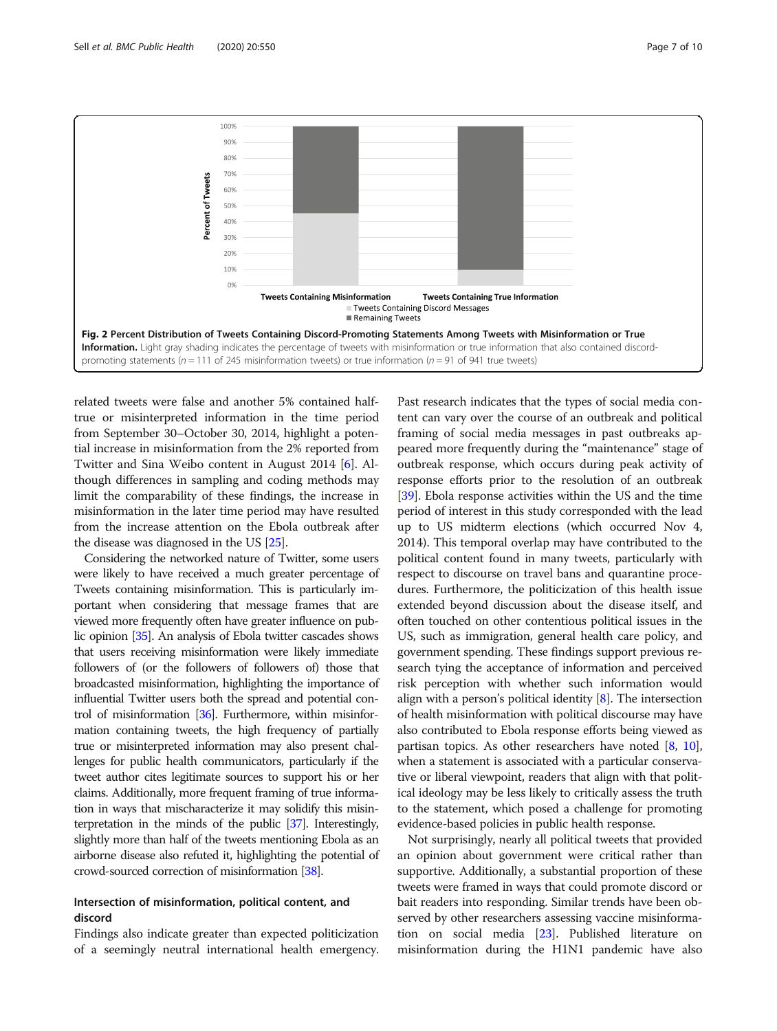Fig. 2 **Percent Distribution of Tweets Containing Discord-Promoting Statements Among Tweets with Misinformation or True Information.** Light gray shading indicates the percentage of tweets with misinformation or true information that also contained discord-promoting statements ($n = 111$ of 245 misinformation tweets) or true information ($n = 91$ of 941 true tweets)

related tweets were false and another 5% contained half-true or misinterpreted information in the time period from September 30–October 30, 2014, highlight a potential increase in misinformation from the 2% reported from Twitter and Sina Weibo content in August 2014 [6]. Although differences in sampling and coding methods may limit the comparability of these findings, the increase in misinformation in the later time period may have resulted from the increase attention on the Ebola outbreak after the disease was diagnosed in the US [25].

Considering the networked nature of Twitter, some users were likely to have received a much greater percentage of Tweets containing misinformation. This is particularly important when considering that message frames that are viewed more frequently often have greater influence on public opinion [35]. An analysis of Ebola twitter cascades shows that users receiving misinformation were likely immediate followers of (or the followers of followers of) those that broadcasted misinformation, highlighting the importance of influential Twitter users both the spread and potential control of misinformation [36]. Furthermore, within misinformation containing tweets, the high frequency of partially true or misinterpreted information may also present challenges for public health communicators, particularly if the tweet author cites legitimate sources to support his or her claims. Additionally, more frequent framing of true information in ways that mischaracterize it may solidify this misinterpretation in the minds of the public [37]. Interestingly, slightly more than half of the tweets mentioning Ebola as an airborne disease also refuted it, highlighting the potential of crowd-sourced correction of misinformation [38].

### Intersection of misinformation, political content, and discord

Findings also indicate greater than expected politicization of a seemingly neutral international health emergency. Past research indicates that the types of social media content can vary over the course of an outbreak and political framing of social media messages in past outbreaks appeared more frequently during the "maintenance" stage of outbreak response, which occurs during peak activity of response efforts prior to the resolution of an outbreak [39]. Ebola response activities within the US and the time period of interest in this study corresponded with the lead up to US midterm elections (which occurred Nov 4, 2014). This temporal overlap may have contributed to the political content found in many tweets, particularly with respect to discourse on travel bans and quarantine procedures. Furthermore, the politicization of this health issue extended beyond discussion about the disease itself, and often touched on other contentious political issues in the US, such as immigration, general health care policy, and government spending. These findings support previous research tying the acceptance of information and perceived risk perception with whether such information would align with a person's political identity [8]. The intersection of health misinformation with political discourse may have also contributed to Ebola response efforts being viewed as partisan topics. As other researchers have noted [8, 10], when a statement is associated with a particular conservative or liberal viewpoint, readers that align with that political ideology may be less likely to critically assess the truth to the statement, which posed a challenge for promoting evidence-based policies in public health response.

Not surprisingly, nearly all political tweets that provided an opinion about government were critical rather than supportive. Additionally, a substantial proportion of these tweets were framed in ways that could promote discord or bait readers into responding. Similar trends have been observed by other researchers assessing vaccine misinformation on social media [23]. Published literature on misinformation during the H1N1 pandemic have also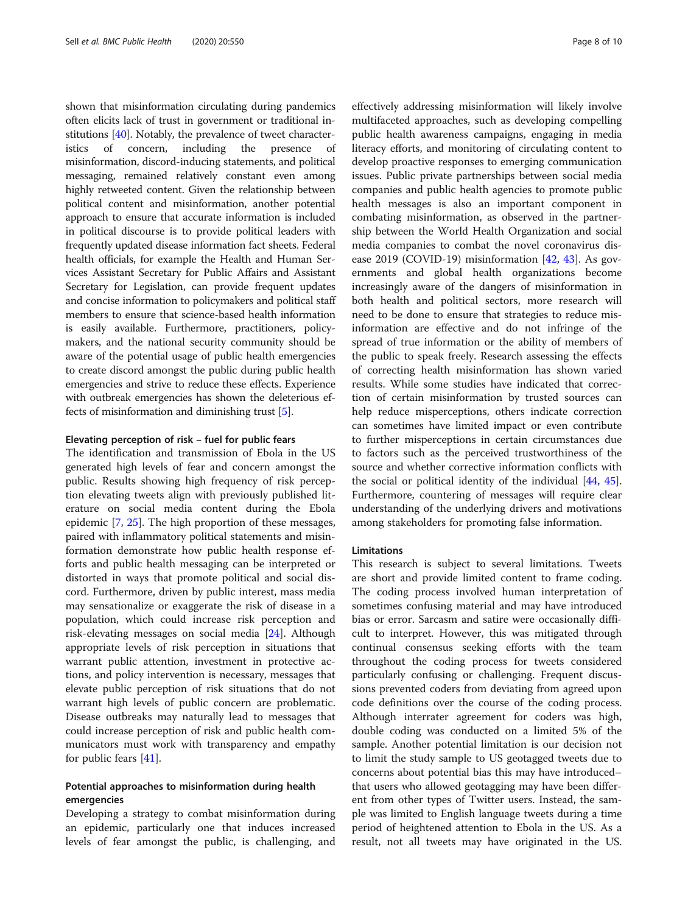shown that misinformation circulating during pandemics often elicits lack of trust in government or traditional institutions [40]. Notably, the prevalence of tweet characteristics of concern, including the presence of misinformation, discord-inducing statements, and political messaging, remained relatively constant even among highly retweeted content. Given the relationship between political content and misinformation, another potential approach to ensure that accurate information is included in political discourse is to provide political leaders with frequently updated disease information fact sheets. Federal health officials, for example the Health and Human Services Assistant Secretary for Public Affairs and Assistant Secretary for Legislation, can provide frequent updates and concise information to policymakers and political staff members to ensure that science-based health information is easily available. Furthermore, practitioners, policymakers, and the national security community should be aware of the potential usage of public health emergencies to create discord amongst the public during public health emergencies and strive to reduce these effects. Experience with outbreak emergencies has shown the deleterious effects of misinformation and diminishing trust [5].

#### Elevating perception of risk – fuel for public fears

The identification and transmission of Ebola in the US generated high levels of fear and concern amongst the public. Results showing high frequency of risk perception elevating tweets align with previously published literature on social media content during the Ebola epidemic [7, 25]. The high proportion of these messages, paired with inflammatory political statements and misinformation demonstrate how public health response efforts and public health messaging can be interpreted or distorted in ways that promote political and social discord. Furthermore, driven by public interest, mass media may sensationalize or exaggerate the risk of disease in a population, which could increase risk perception and risk-elevating messages on social media [24]. Although appropriate levels of risk perception in situations that warrant public attention, investment in protective actions, and policy intervention is necessary, messages that elevate public perception of risk situations that do not warrant high levels of public concern are problematic. Disease outbreaks may naturally lead to messages that could increase perception of risk and public health communicators must work with transparency and empathy for public fears [41].

### Potential approaches to misinformation during health emergencies

Developing a strategy to combat misinformation during an epidemic, particularly one that induces increased levels of fear amongst the public, is challenging, and effectively addressing misinformation will likely involve multifaceted approaches, such as developing compelling public health awareness campaigns, engaging in media literacy efforts, and monitoring of circulating content to develop proactive responses to emerging communication issues. Public private partnerships between social media companies and public health agencies to promote public health messages is also an important component in combating misinformation, as observed in the partnership between the World Health Organization and social media companies to combat the novel coronavirus disease 2019 (COVID-19) misinformation [42, 43]. As governments and global health organizations become increasingly aware of the dangers of misinformation in both health and political sectors, more research will need to be done to ensure that strategies to reduce misinformation are effective and do not infringe of the spread of true information or the ability of members of the public to speak freely. Research assessing the effects of correcting health misinformation has shown varied results. While some studies have indicated that correction of certain misinformation by trusted sources can help reduce misperceptions, others indicate correction can sometimes have limited impact or even contribute to further misperceptions in certain circumstances due to factors such as the perceived trustworthiness of the source and whether corrective information conflicts with the social or political identity of the individual [44, 45]. Furthermore, countering of messages will require clear understanding of the underlying drivers and motivations among stakeholders for promoting false information.

### Limitations

This research is subject to several limitations. Tweets are short and provide limited content to frame coding. The coding process involved human interpretation of sometimes confusing material and may have introduced bias or error. Sarcasm and satire were occasionally difficult to interpret. However, this was mitigated through continual consensus seeking efforts with the team throughout the coding process for tweets considered particularly confusing or challenging. Frequent discussions prevented coders from deviating from agreed upon code definitions over the course of the coding process. Although interrater agreement for coders was high, double coding was conducted on a limited 5% of the sample. Another potential limitation is our decision not to limit the study sample to US geotagged tweets due to concerns about potential bias this may have introduced– that users who allowed geotagging may have been different from other types of Twitter users. Instead, the sample was limited to English language tweets during a time period of heightened attention to Ebola in the US. As a result, not all tweets may have originated in the US.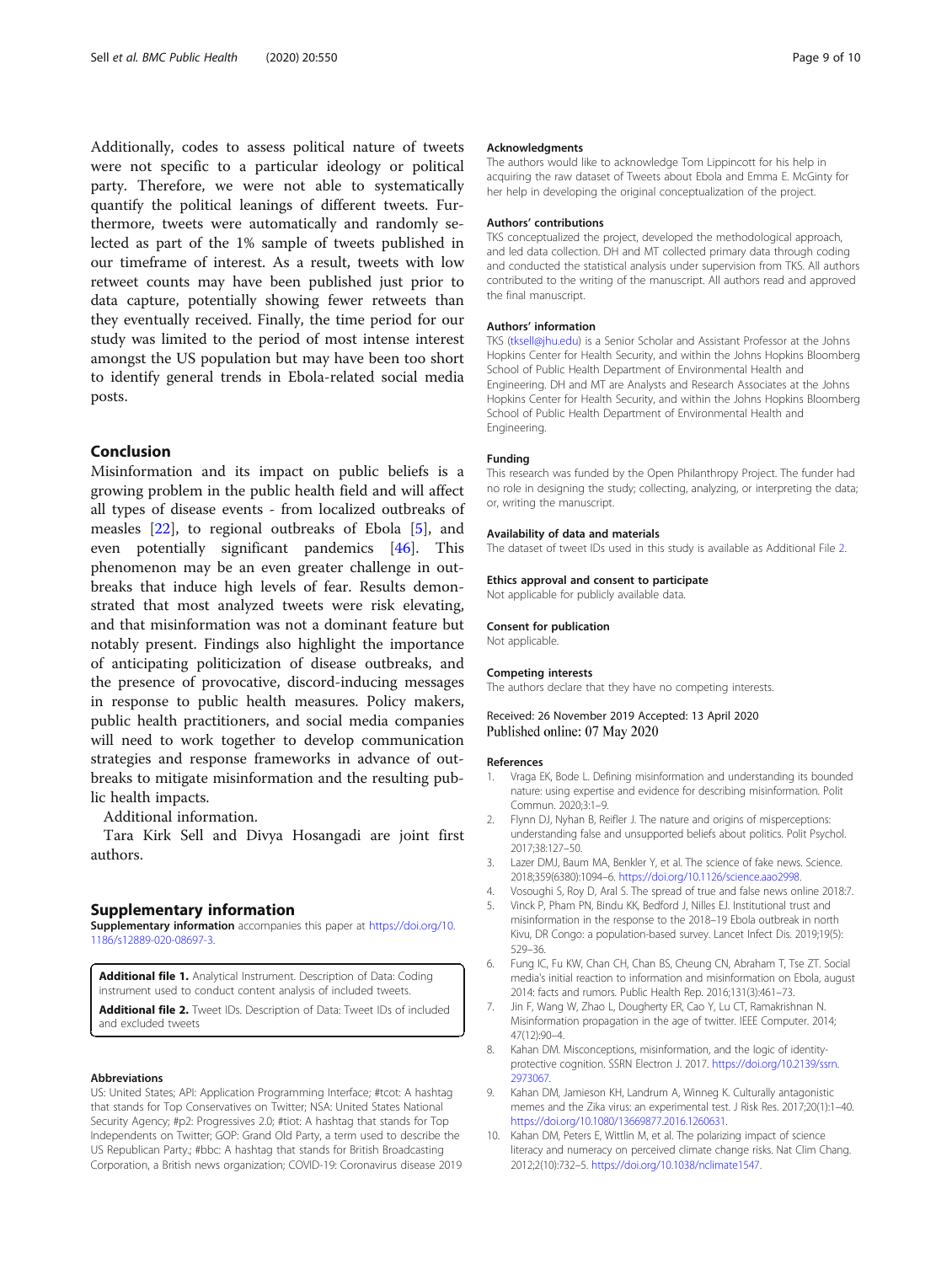Additionally, codes to assess political nature of tweets were not specific to a particular ideology or political party. Therefore, we were not able to systematically quantify the political leanings of different tweets. Furthermore, tweets were automatically and randomly selected as part of the 1% sample of tweets published in our timeframe of interest. As a result, tweets with low retweet counts may have been published just prior to data capture, potentially showing fewer retweets than they eventually received. Finally, the time period for our study was limited to the period of most intense interest amongst the US population but may have been too short to identify general trends in Ebola-related social media posts.

## Conclusion

Misinformation and its impact on public beliefs is a growing problem in the public health field and will affect all types of disease events - from localized outbreaks of measles [22], to regional outbreaks of Ebola [5], and even potentially significant pandemics [46]. This phenomenon may be an even greater challenge in outbreaks that induce high levels of fear. Results demonstrated that most analyzed tweets were risk elevating, and that misinformation was not a dominant feature but notably present. Findings also highlight the importance of anticipating politicization of disease outbreaks, and the presence of provocative, discord-inducing messages in response to public health measures. Policy makers, public health practitioners, and social media companies will need to work together to develop communication strategies and response frameworks in advance of outbreaks to mitigate misinformation and the resulting public health impacts.

Additional information.

Tara Kirk Sell and Divya Hosangadi are joint first authors.

## Supplementary information

**Supplementary information** accompanies this paper at https://doi.org/10.1186/s12889-020-08697-3.

**Additional file 1.** Analytical Instrument. Description of Data: Coding instrument used to conduct content analysis of included tweets.

**Additional file 2.** Tweet IDs. Description of Data: Tweet IDs of included and excluded tweets

### Abbreviations

US: United States; API: Application Programming Interface; #tcot: A hashtag that stands for Top Conservatives on Twitter; NSA: United States National Security Agency; #p2: Progressives 2.0; #tiot: A hashtag that stands for Top Independents on Twitter; GOP: Grand Old Party, a term used to describe the US Republican Party.; #bbc: A hashtag that stands for British Broadcasting Corporation, a British news organization; COVID-19: Coronavirus disease 2019

### Acknowledgments

The authors would like to acknowledge Tom Lippincott for his help in acquiring the raw dataset of Tweets about Ebola and Emma E. McGinty for her help in developing the original conceptualization of the project.

### Authors' contributions

TKS conceptualized the project, developed the methodological approach, and led data collection. DH and MT collected primary data through coding and conducted the statistical analysis under supervision from TKS. All authors contributed to the writing of the manuscript. All authors read and approved the final manuscript.

### Authors' information

TKS (tksell@jhu.edu) is a Senior Scholar and Assistant Professor at the Johns Hopkins Center for Health Security, and within the Johns Hopkins Bloomberg School of Public Health Department of Environmental Health and Engineering. DH and MT are Analysts and Research Associates at the Johns Hopkins Center for Health Security, and within the Johns Hopkins Bloomberg School of Public Health Department of Environmental Health and Engineering.

### Funding

This research was funded by the Open Philanthropy Project. The funder had no role in designing the study; collecting, analyzing, or interpreting the data; or, writing the manuscript.

### Availability of data and materials

The dataset of tweet IDs used in this study is available as Additional File 2.

### Ethics approval and consent to participate

Not applicable for publicly available data.

### Consent for publication

Not applicable.

### Competing interests

The authors declare that they have no competing interests.

Received: 26 November 2019 Accepted: 13 April 2020
Published online: 07 May 2020

### References

1. Vraga EK, Bode L. Defining misinformation and understanding its bounded nature: using expertise and evidence for describing misinformation. Polit Commun. 2020;3:1–9.
2. Flynn DJ, Nyhan B, Reifler J. The nature and origins of misperceptions: understanding false and unsupported beliefs about politics. Polit Psychol. 2017;38:127–50.
3. Lazer DMJ, Baum MA, Benkler Y, et al. The science of fake news. Science. 2018;359(6380):1094–6. https://doi.org/10.1126/science.aao2998.
4. Vosoughi S, Roy D, Aral S. The spread of true and false news online 2018:7.
5. Vinck P, Pham PN, Bindu KK, Bedford J, Nilles EJ. Institutional trust and misinformation in the response to the 2018–19 Ebola outbreak in north Kivu, DR Congo: a population-based survey. Lancet Infect Dis. 2019;19(5): 529–36.
6. Fung IC, Fu KW, Chan CH, Chan BS, Cheung CN, Abraham T, Tse ZT. Social media's initial reaction to information and misinformation on Ebola, august 2014: facts and rumors. Public Health Rep. 2016;131(3):461–73.
7. Jin F, Wang W, Zhao L, Dougherty ER, Cao Y, Lu CT, Ramakrishnan N. Misinformation propagation in the age of twitter. IEEE Computer. 2014; 47(12):90–4.
8. Kahan DM. Misconceptions, misinformation, and the logic of identity-protective cognition. SSRN Electron J. 2017. https://doi.org/10.2139/ssrn.2973067.
9. Kahan DM, Jamieson KH, Landrum A, Winneg K. Culturally antagonistic memes and the Zika virus: an experimental test. J Risk Res. 2017;20(1):1–40. https://doi.org/10.1080/13669877.2016.1260631.
10. Kahan DM, Peters E, Wittlin M, et al. The polarizing impact of science literacy and numeracy on perceived climate change risks. Nat Clim Chang. 2012;2(10):732–5. https://doi.org/10.1038/nclimate1547.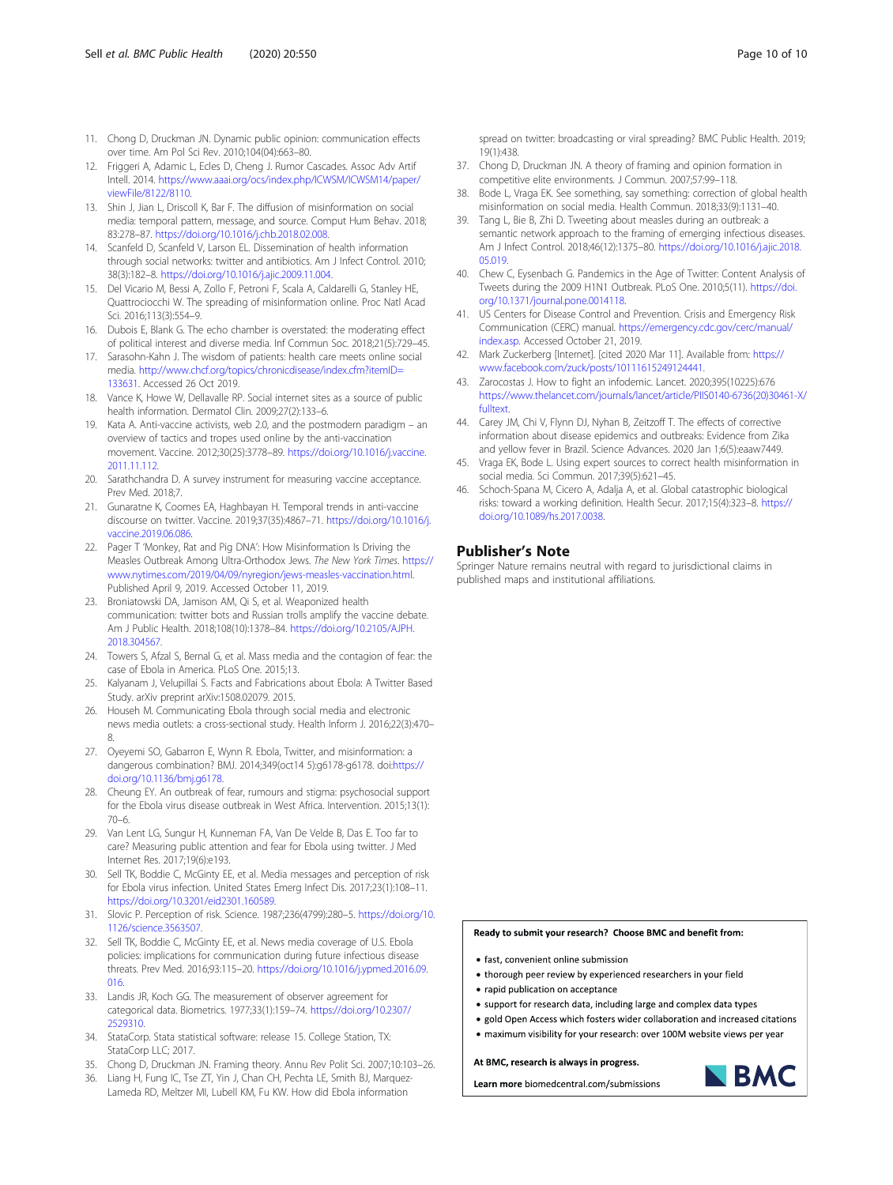11. Chong D, Druckman JN. Dynamic public opinion: communication effects over time. Am Pol Sci Rev. 2010;104(04):663–80.
12. Friggeri A, Adamic L, Ecles D, Cheng J. Rumor Cascades. Assoc Adv Artif Intell. 2014. https://www.aaai.org/ocs/index.php/ICWSM/ICWSM14/paper/viewFile/8122/8110.
13. Shin J, Jian L, Driscoll K, Bar F. The diffusion of misinformation on social media: temporal pattern, message, and source. Comput Hum Behav. 2018; 83:278–87. https://doi.org/10.1016/j.chb.2018.02.008.
14. Scanfeld D, Scanfeld V, Larson EL. Dissemination of health information through social networks: twitter and antibiotics. Am J Infect Control. 2010; 38(3):182–8. https://doi.org/10.1016/j.ajic.2009.11.004.
15. Del Vicario M, Bessi A, Zollo F, Petroni F, Scala A, Caldarelli G, Stanley HE, Quattrociocchi W. The spreading of misinformation online. Proc Natl Acad Sci. 2016;113(3):554–9.
16. Dubois E, Blank G. The echo chamber is overstated: the moderating effect of political interest and diverse media. Inf Commun Soc. 2018;21(5):729–45.
17. Sarasohn-Kahn J. The wisdom of patients: health care meets online social media. http://www.chcf.org/topics/chronicdisease/index.cfm?itemID=133631. Accessed 26 Oct 2019.
18. Vance K, Howe W, Dellavalle RP. Social internet sites as a source of public health information. Dermatol Clin. 2009;27(2):133–6.
19. Kata A. Anti-vaccine activists, web 2.0, and the postmodern paradigm – an overview of tactics and tropes used online by the anti-vaccination movement. Vaccine. 2012;30(25):3778–89. https://doi.org/10.1016/j.vaccine.2011.11.112.
20. Sarathchandra D. A survey instrument for measuring vaccine acceptance. Prev Med. 2018;7.
21. Gunaratne K, Coomes EA, Haghbayan H. Temporal trends in anti-vaccine discourse on twitter. Vaccine. 2019;37(35):4867–71. https://doi.org/10.1016/j.vaccine.2019.06.086.
22. Pager T 'Monkey, Rat and Pig DNA': How Misinformation Is Driving the Measles Outbreak Among Ultra-Orthodox Jews. *The New York Times*. https://www.nytimes.com/2019/04/09/nyregion/jews-measles-vaccination.html. Published April 9, 2019. Accessed October 11, 2019.
23. Broniatowski DA, Jamison AM, Qi S, et al. Weaponized health communication: twitter bots and Russian trolls amplify the vaccine debate. Am J Public Health. 2018;108(10):1378–84. https://doi.org/10.2105/AJPH.2018.304567.
24. Towers S, Afzal S, Bernal G, et al. Mass media and the contagion of fear: the case of Ebola in America. PLoS One. 2015;13.
25. Kalyanam J, Velupillai S. Facts and Fabrications about Ebola: A Twitter Based Study. arXiv preprint arXiv:1508.02079. 2015.
26. Househ M. Communicating Ebola through social media and electronic news media outlets: a cross-sectional study. Health Inform J. 2016;22(3):470–8.
27. Oyeyemi SO, Gabarron E, Wynn R. Ebola, Twitter, and misinformation: a dangerous combination? BMJ. 2014;349(oct14 5):g6178-g6178. doi:https://doi.org/10.1136/bmj.g6178.
28. Cheung EY. An outbreak of fear, rumours and stigma: psychosocial support for the Ebola virus disease outbreak in West Africa. Intervention. 2015;13(1):70–6.
29. Van Lent LG, Sungur H, Kunneman FA, Van De Velde B, Das E. Too far to care? Measuring public attention and fear for Ebola using twitter. J Med Internet Res. 2017;19(6):e193.
30. Sell TK, Boddie C, McGinty EE, et al. Media messages and perception of risk for Ebola virus infection. United States Emerg Infect Dis. 2017;23(1):108–11. https://doi.org/10.3201/eid2301.160589.
31. Slovic P. Perception of risk. Science. 1987;236(4799):280–5. https://doi.org/10.1126/science.3563507.
32. Sell TK, Boddie C, McGinty EE, et al. News media coverage of U.S. Ebola policies: implications for communication during future infectious disease threats. Prev Med. 2016;93:115–20. https://doi.org/10.1016/j.ypmed.2016.09.016.
33. Landis JR, Koch GG. The measurement of observer agreement for categorical data. Biometrics. 1977;33(1):159–74. https://doi.org/10.2307/2529310.
34. StataCorp. Stata statistical software: release 15. College Station, TX: StataCorp LLC; 2017.
35. Chong D, Druckman JN. Framing theory. Annu Rev Polit Sci. 2007;10:103–26.
36. Liang H, Fung IC, Tse ZT, Yin J, Chan CH, Pechta LE, Smith BJ, Marquez-Lameda RD, Meltzer MI, Lubell KM, Fu KW. How did Ebola information spread on twitter: broadcasting or viral spreading? BMC Public Health. 2019; 19(1):438.
37. Chong D, Druckman JN. A theory of framing and opinion formation in competitive elite environments. J Commun. 2007;57:99–118.
38. Bode L, Vraga EK. See something, say something: correction of global health misinformation on social media. Health Commun. 2018;33(9):1131–40.
39. Tang L, Bie B, Zhi D. Tweeting about measles during an outbreak: a semantic network approach to the framing of emerging infectious diseases. Am J Infect Control. 2018;46(12):1375–80. https://doi.org/10.1016/j.ajic.2018.05.019.
40. Chew C, Eysenbach G. Pandemics in the Age of Twitter: Content Analysis of Tweets during the 2009 H1N1 Outbreak. PLoS One. 2010;5(11). https://doi.org/10.1371/journal.pone.0014118.
41. US Centers for Disease Control and Prevention. Crisis and Emergency Risk Communication (CERC) manual. https://emergency.cdc.gov/cerc/manual/index.asp. Accessed October 21, 2019.
42. Mark Zuckerberg [Internet]. [cited 2020 Mar 11]. Available from: https://www.facebook.com/zuck/posts/10111615249124441.
43. Zarocostas J. How to fight an infodemic. Lancet. 2020;395(10225):676 https://www.thelancet.com/journals/lancet/article/PIIS0140-6736(20)30461-X/fulltext.
44. Carey JM, Chi V, Flynn DJ, Nyhan B, Zeitzoff T. The effects of corrective information about disease epidemics and outbreaks: Evidence from Zika and yellow fever in Brazil. Science Advances. 2020 Jan 1;6(5):eaaw7449.
45. Vraga EK, Bode L. Using expert sources to correct health misinformation in social media. Sci Commun. 2017;39(5):621–45.
46. Schoch-Spana M, Cicero A, Adalja A, et al. Global catastrophic biological risks: toward a working definition. Health Secur. 2017;15(4):323–8. https://doi.org/10.1089/hs.2017.0038.

## Publisher's Note

Springer Nature remains neutral with regard to jurisdictional claims in published maps and institutional affiliations.

**Ready to submit your research? Choose BMC and benefit from:**

- fast, convenient online submission
- thorough peer review by experienced researchers in your field
- rapid publication on acceptance
- support for research data, including large and complex data types
- gold Open Access which fosters wider collaboration and increased citations
- maximum visibility for your research: over 100M website views per year

**At BMC, research is always in progress.**

**Learn more** biomedcentral.com/submissions